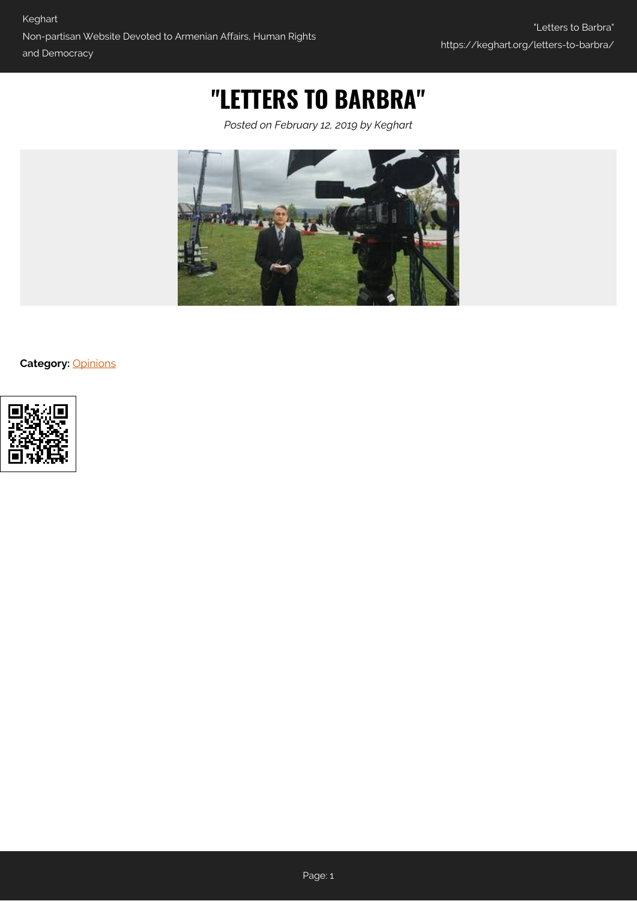# "LETTERS TO BARBRA"

*Posted on February 12, 2019 by Keghart*

**Category:** Opinions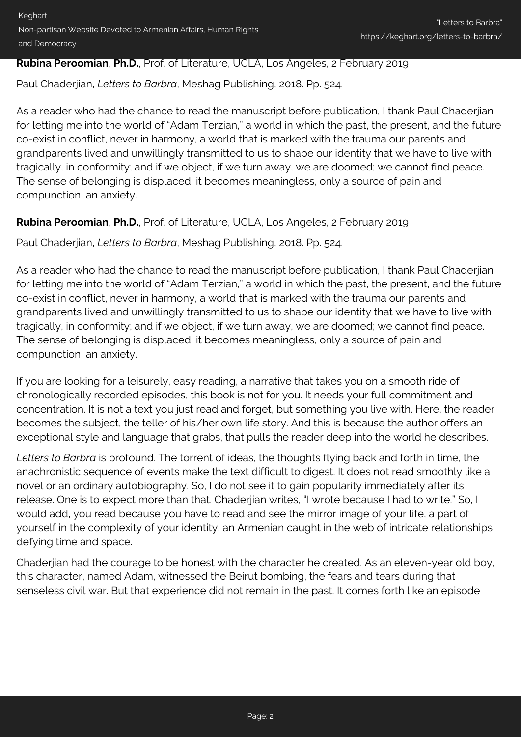**Rubina Peroomian**, **Ph.D.**, Prof. of Literature, UCLA, Los Angeles, 2 February 2019

Paul Chaderjian, *Letters to Barbra*, Meshag Publishing, 2018. Pp. 524.

As a reader who had the chance to read the manuscript before publication, I thank Paul Chaderjian for letting me into the world of "Adam Terzian," a world in which the past, the present, and the future co-exist in conflict, never in harmony, a world that is marked with the trauma our parents and grandparents lived and unwillingly transmitted to us to shape our identity that we have to live with tragically, in conformity; and if we object, if we turn away, we are doomed; we cannot find peace. The sense of belonging is displaced, it becomes meaningless, only a source of pain and compunction, an anxiety.

**Rubina Peroomian**, **Ph.D.**, Prof. of Literature, UCLA, Los Angeles, 2 February 2019

Paul Chaderjian, *Letters to Barbra*, Meshag Publishing, 2018. Pp. 524.

As a reader who had the chance to read the manuscript before publication, I thank Paul Chaderjian for letting me into the world of "Adam Terzian," a world in which the past, the present, and the future co-exist in conflict, never in harmony, a world that is marked with the trauma our parents and grandparents lived and unwillingly transmitted to us to shape our identity that we have to live with tragically, in conformity; and if we object, if we turn away, we are doomed; we cannot find peace. The sense of belonging is displaced, it becomes meaningless, only a source of pain and compunction, an anxiety.

If you are looking for a leisurely, easy reading, a narrative that takes you on a smooth ride of chronologically recorded episodes, this book is not for you. It needs your full commitment and concentration. It is not a text you just read and forget, but something you live with. Here, the reader becomes the subject, the teller of his/her own life story. And this is because the author offers an exceptional style and language that grabs, that pulls the reader deep into the world he describes.

*Letters to Barbra* is profound. The torrent of ideas, the thoughts flying back and forth in time, the anachronistic sequence of events make the text difficult to digest. It does not read smoothly like a novel or an ordinary autobiography. So, I do not see it to gain popularity immediately after its release. One is to expect more than that. Chaderjian writes, "I wrote because I had to write." So, I would add, you read because you have to read and see the mirror image of your life, a part of yourself in the complexity of your identity, an Armenian caught in the web of intricate relationships defying time and space.

Chaderjian had the courage to be honest with the character he created. As an eleven-year old boy, this character, named Adam, witnessed the Beirut bombing, the fears and tears during that senseless civil war. But that experience did not remain in the past. It comes forth like an episode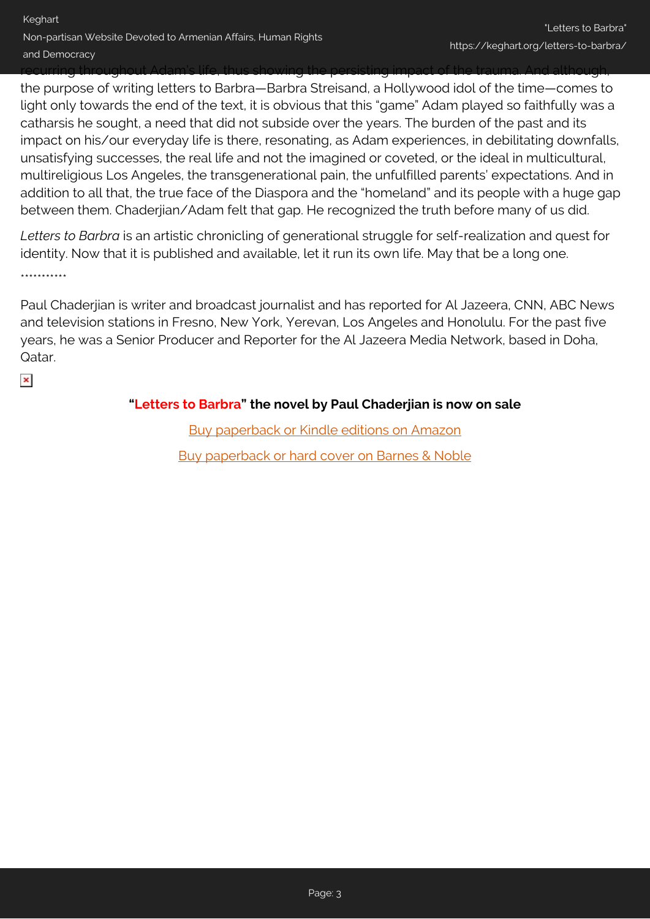recurring throughout Adam's life, thus showing the persisting impact of the trauma. And although, the purpose of writing letters to Barbra—Barbra Streisand, a Hollywood idol of the time—comes to light only towards the end of the text, it is obvious that this "game" Adam played so faithfully was a catharsis he sought, a need that did not subside over the years. The burden of the past and its impact on his/our everyday life is there, resonating, as Adam experiences, in debilitating downfalls, unsatisfying successes, the real life and not the imagined or coveted, or the ideal in multicultural, multireligious Los Angeles, the transgenerational pain, the unfulfilled parents' expectations. And in addition to all that, the true face of the Diaspora and the "homeland" and its people with a huge gap between them. Chaderjian/Adam felt that gap. He recognized the truth before many of us did.

*Letters to Barbra* is an artistic chronicling of generational struggle for self-realization and quest for identity. Now that it is published and available, let it run its own life. May that be a long one.

***********

Paul Chaderjian is writer and broadcast journalist and has reported for Al Jazeera, CNN, ABC News and television stations in Fresno, New York, Yerevan, Los Angeles and Honolulu. For the past five years, he was a Senior Producer and Reporter for the Al Jazeera Media Network, based in Doha, Qatar.

**"Letters to Barbra" the novel by Paul Chaderjian is now on sale**

Buy paperback or Kindle editions on Amazon

Buy paperback or hard cover on Barnes & Noble